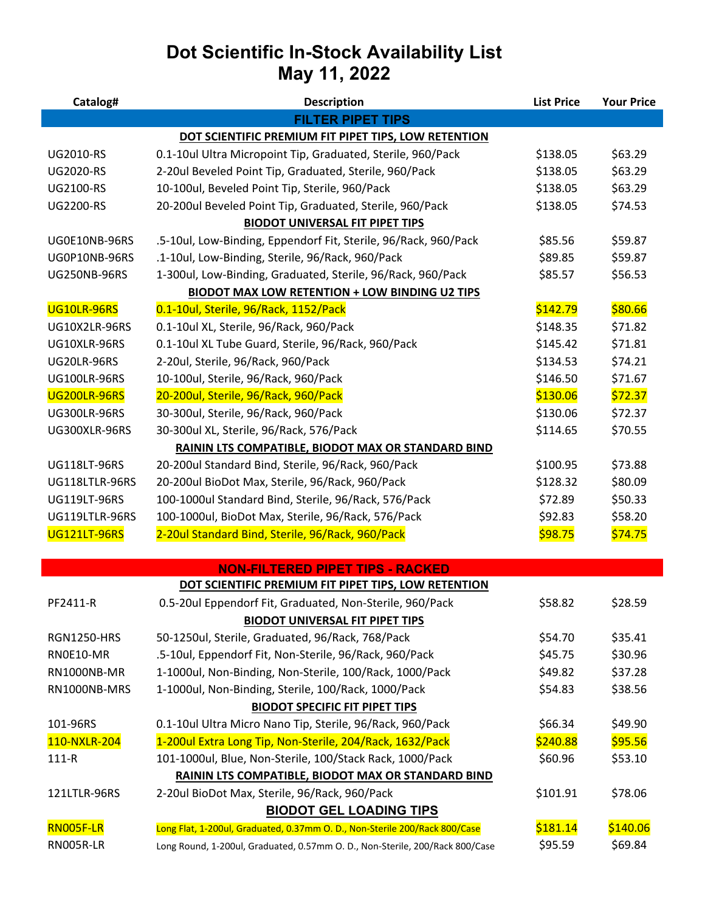# Dot Scientific In-Stock Availability List
## May 11, 2022

| Catalog# | Description | List Price | Your Price |
|---|---|---|---|
| | **FILTER PIPET TIPS** | | |
| | **DOT SCIENTIFIC PREMIUM FIT PIPET TIPS, LOW RETENTION** | | |
| UG2010-RS | 0.1-10ul Ultra Micropoint Tip, Graduated, Sterile, 960/Pack | $138.05 | $63.29 |
| UG2020-RS | 2-20ul Beveled Point Tip, Graduated, Sterile, 960/Pack | $138.05 | $63.29 |
| UG2100-RS | 10-100ul, Beveled Point Tip, Sterile, 960/Pack | $138.05 | $63.29 |
| UG2200-RS | 20-200ul Beveled Point Tip, Graduated, Sterile, 960/Pack | $138.05 | $74.53 |
| | **BIODOT UNIVERSAL FIT PIPET TIPS** | | |
| UG0E10NB-96RS | .5-10ul, Low-Binding, Eppendorf Fit, Sterile, 96/Rack, 960/Pack | $85.56 | $59.87 |
| UG0P10NB-96RS | .1-10ul, Low-Binding, Sterile, 96/Rack, 960/Pack | $89.85 | $59.87 |
| UG250NB-96RS | 1-300ul, Low-Binding, Graduated, Sterile, 96/Rack, 960/Pack | $85.57 | $56.53 |
| | **BIODOT MAX LOW RETENTION + LOW BINDING U2 TIPS** | | |
| UG10LR-96RS | 0.1-10ul, Sterile, 96/Rack, 1152/Pack | $142.79 | $80.66 |
| UG10X2LR-96RS | 0.1-10ul XL, Sterile, 96/Rack, 960/Pack | $148.35 | $71.82 |
| UG10XLR-96RS | 0.1-10ul XL Tube Guard, Sterile, 96/Rack, 960/Pack | $145.42 | $71.81 |
| UG20LR-96RS | 2-20ul, Sterile, 96/Rack, 960/Pack | $134.53 | $74.21 |
| UG100LR-96RS | 10-100ul, Sterile, 96/Rack, 960/Pack | $146.50 | $71.67 |
| UG200LR-96RS | 20-200ul, Sterile, 96/Rack, 960/Pack | $130.06 | $72.37 |
| UG300LR-96RS | 30-300ul, Sterile, 96/Rack, 960/Pack | $130.06 | $72.37 |
| UG300XLR-96RS | 30-300ul XL, Sterile, 96/Rack, 576/Pack | $114.65 | $70.55 |
| | **RAININ LTS COMPATIBLE, BIODOT MAX OR STANDARD BIND** | | |
| UG118LT-96RS | 20-200ul Standard Bind, Sterile, 96/Rack, 960/Pack | $100.95 | $73.88 |
| UG118LTLR-96RS | 20-200ul BioDot Max, Sterile, 96/Rack, 960/Pack | $128.32 | $80.09 |
| UG119LT-96RS | 100-1000ul Standard Bind, Sterile, 96/Rack, 576/Pack | $72.89 | $50.33 |
| UG119LTLR-96RS | 100-1000ul, BioDot Max, Sterile, 96/Rack, 576/Pack | $92.83 | $58.20 |
| UG121LT-96RS | 2-20ul Standard Bind, Sterile, 96/Rack, 960/Pack | $98.75 | $74.75 |
| | **NON-FILTERED PIPET TIPS - RACKED** | | |
| | **DOT SCIENTIFIC PREMIUM FIT PIPET TIPS, LOW RETENTION** | | |
| PF2411-R | 0.5-20ul Eppendorf Fit, Graduated, Non-Sterile, 960/Pack | $58.82 | $28.59 |
| | **BIODOT UNIVERSAL FIT PIPET TIPS** | | |
| RGN1250-HRS | 50-1250ul, Sterile, Graduated, 96/Rack, 768/Pack | $54.70 | $35.41 |
| RN0E10-MR | .5-10ul, Eppendorf Fit, Non-Sterile, 96/Rack, 960/Pack | $45.75 | $30.96 |
| RN1000NB-MR | 1-1000ul, Non-Binding, Non-Sterile, 100/Rack, 1000/Pack | $49.82 | $37.28 |
| RN1000NB-MRS | 1-1000ul, Non-Binding, Sterile, 100/Rack, 1000/Pack | $54.83 | $38.56 |
| | **BIODOT SPECIFIC FIT PIPET TIPS** | | |
| 101-96RS | 0.1-10ul Ultra Micro Nano Tip, Sterile, 96/Rack, 960/Pack | $66.34 | $49.90 |
| 110-NXLR-204 | 1-200ul Extra Long Tip, Non-Sterile, 204/Rack, 1632/Pack | $240.88 | $95.56 |
| 111-R | 101-1000ul, Blue, Non-Sterile, 100/Stack Rack, 1000/Pack | $60.96 | $53.10 |
| | **RAININ LTS COMPATIBLE, BIODOT MAX OR STANDARD BIND** | | |
| 121LTLR-96RS | 2-20ul BioDot Max, Sterile, 96/Rack, 960/Pack | $101.91 | $78.06 |
| | **BIODOT GEL LOADING TIPS** | | |
| RN005F-LR | Long Flat, 1-200ul, Graduated, 0.37mm O. D., Non-Sterile 200/Rack 800/Case | $181.14 | $140.06 |
| RN005R-LR | Long Round, 1-200ul, Graduated, 0.57mm O. D., Non-Sterile, 200/Rack 800/Case | $95.59 | $69.84 |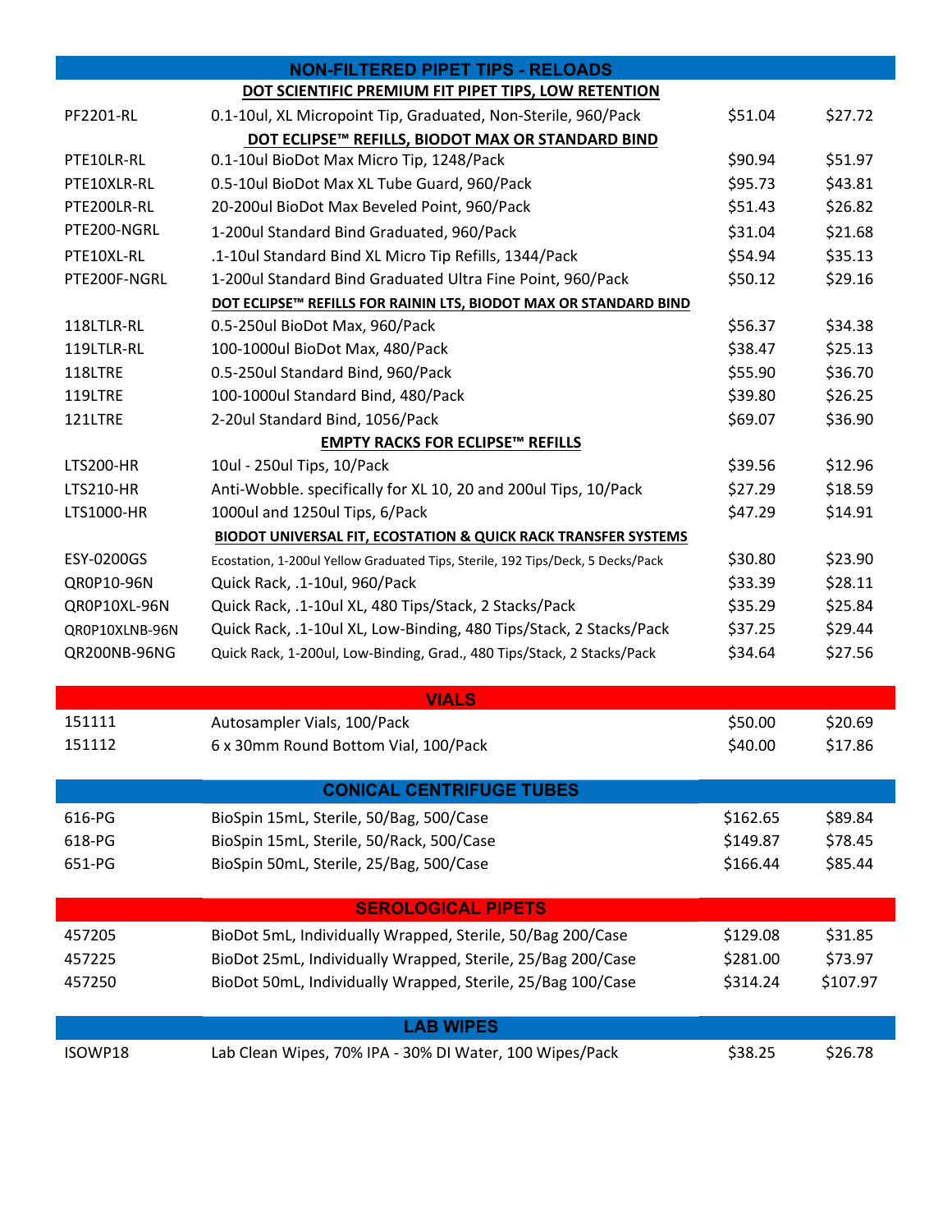## NON-FILTERED PIPET TIPS - RELOADS

| | | | |
|---|---|---|---|
| | **DOT SCIENTIFIC PREMIUM FIT PIPET TIPS, LOW RETENTION** | | |
| PF2201-RL | 0.1-10ul, XL Micropoint Tip, Graduated, Non-Sterile, 960/Pack | $51.04 | $27.72 |
| | **DOT ECLIPSE™ REFILLS, BIODOT MAX OR STANDARD BIND** | | |
| PTE10LR-RL | 0.1-10ul BioDot Max Micro Tip, 1248/Pack | $90.94 | $51.97 |
| PTE10XLR-RL | 0.5-10ul BioDot Max XL Tube Guard, 960/Pack | $95.73 | $43.81 |
| PTE200LR-RL | 20-200ul BioDot Max Beveled Point, 960/Pack | $51.43 | $26.82 |
| PTE200-NGRL | 1-200ul Standard Bind Graduated, 960/Pack | $31.04 | $21.68 |
| PTE10XL-RL | .1-10ul Standard Bind XL Micro Tip Refills, 1344/Pack | $54.94 | $35.13 |
| PTE200F-NGRL | 1-200ul Standard Bind Graduated Ultra Fine Point, 960/Pack | $50.12 | $29.16 |
| | **DOT ECLIPSE™ REFILLS FOR RAININ LTS, BIODOT MAX OR STANDARD BIND** | | |
| 118LTLR-RL | 0.5-250ul BioDot Max, 960/Pack | $56.37 | $34.38 |
| 119LTLR-RL | 100-1000ul BioDot Max, 480/Pack | $38.47 | $25.13 |
| 118LTRE | 0.5-250ul Standard Bind, 960/Pack | $55.90 | $36.70 |
| 119LTRE | 100-1000ul Standard Bind, 480/Pack | $39.80 | $26.25 |
| 121LTRE | 2-20ul Standard Bind, 1056/Pack | $69.07 | $36.90 |
| | **EMPTY RACKS FOR ECLIPSE™ REFILLS** | | |
| LTS200-HR | 10ul - 250ul Tips, 10/Pack | $39.56 | $12.96 |
| LTS210-HR | Anti-Wobble. specifically for XL 10, 20 and 200ul Tips, 10/Pack | $27.29 | $18.59 |
| LTS1000-HR | 1000ul and 1250ul Tips, 6/Pack | $47.29 | $14.91 |
| | **BIODOT UNIVERSAL FIT, ECOSTATION & QUICK RACK TRANSFER SYSTEMS** | | |
| ESY-0200GS | Ecostation, 1-200ul Yellow Graduated Tips, Sterile, 192 Tips/Deck, 5 Decks/Pack | $30.80 | $23.90 |
| QR0P10-96N | Quick Rack, .1-10ul, 960/Pack | $33.39 | $28.11 |
| QR0P10XL-96N | Quick Rack, .1-10ul XL, 480 Tips/Stack, 2 Stacks/Pack | $35.29 | $25.84 |
| QR0P10XLNB-96N | Quick Rack, .1-10ul XL, Low-Binding, 480 Tips/Stack, 2 Stacks/Pack | $37.25 | $29.44 |
| QR200NB-96NG | Quick Rack, 1-200ul, Low-Binding, Grad., 480 Tips/Stack, 2 Stacks/Pack | $34.64 | $27.56 |

## VIALS

| | | | |
|---|---|---|---|
| 151111 | Autosampler Vials, 100/Pack | $50.00 | $20.69 |
| 151112 | 6 x 30mm Round Bottom Vial, 100/Pack | $40.00 | $17.86 |

## CONICAL CENTRIFUGE TUBES

| | | | |
|---|---|---|---|
| 616-PG | BioSpin 15mL, Sterile, 50/Bag, 500/Case | $162.65 | $89.84 |
| 618-PG | BioSpin 15mL, Sterile, 50/Rack, 500/Case | $149.87 | $78.45 |
| 651-PG | BioSpin 50mL, Sterile, 25/Bag, 500/Case | $166.44 | $85.44 |

## SEROLOGICAL PIPETS

| | | | |
|---|---|---|---|
| 457205 | BioDot 5mL, Individually Wrapped, Sterile, 50/Bag 200/Case | $129.08 | $31.85 |
| 457225 | BioDot 25mL, Individually Wrapped, Sterile, 25/Bag 200/Case | $281.00 | $73.97 |
| 457250 | BioDot 50mL, Individually Wrapped, Sterile, 25/Bag 100/Case | $314.24 | $107.97 |

## LAB WIPES

| | | | |
|---|---|---|---|
| ISOWP18 | Lab Clean Wipes, 70% IPA - 30% DI Water, 100 Wipes/Pack | $38.25 | $26.78 |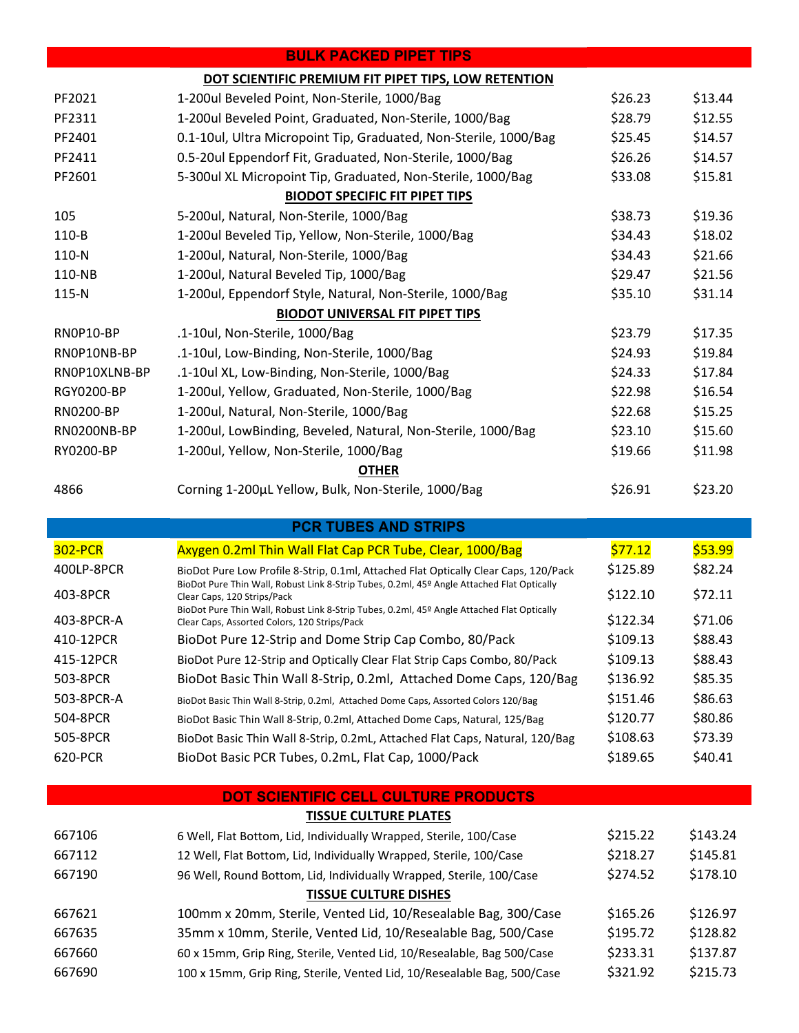## BULK PACKED PIPET TIPS

| | | | |
|---|---|---|---|
| | **DOT SCIENTIFIC PREMIUM FIT PIPET TIPS, LOW RETENTION** | | |
| PF2021 | 1-200ul Beveled Point, Non-Sterile, 1000/Bag | $26.23 | $13.44 |
| PF2311 | 1-200ul Beveled Point, Graduated, Non-Sterile, 1000/Bag | $28.79 | $12.55 |
| PF2401 | 0.1-10ul, Ultra Micropoint Tip, Graduated, Non-Sterile, 1000/Bag | $25.45 | $14.57 |
| PF2411 | 0.5-20ul Eppendorf Fit, Graduated, Non-Sterile, 1000/Bag | $26.26 | $14.57 |
| PF2601 | 5-300ul XL Micropoint Tip, Graduated, Non-Sterile, 1000/Bag | $33.08 | $15.81 |
| | **BIODOT SPECIFIC FIT PIPET TIPS** | | |
| 105 | 5-200ul, Natural, Non-Sterile, 1000/Bag | $38.73 | $19.36 |
| 110-B | 1-200ul Beveled Tip, Yellow, Non-Sterile, 1000/Bag | $34.43 | $18.02 |
| 110-N | 1-200ul, Natural, Non-Sterile, 1000/Bag | $34.43 | $21.66 |
| 110-NB | 1-200ul, Natural Beveled Tip, 1000/Bag | $29.47 | $21.56 |
| 115-N | 1-200ul, Eppendorf Style, Natural, Non-Sterile, 1000/Bag | $35.10 | $31.14 |
| | **BIODOT UNIVERSAL FIT PIPET TIPS** | | |
| RN0P10-BP | .1-10ul, Non-Sterile, 1000/Bag | $23.79 | $17.35 |
| RN0P10NB-BP | .1-10ul, Low-Binding, Non-Sterile, 1000/Bag | $24.93 | $19.84 |
| RN0P10XLNB-BP | .1-10ul XL, Low-Binding, Non-Sterile, 1000/Bag | $24.33 | $17.84 |
| RGY0200-BP | 1-200ul, Yellow, Graduated, Non-Sterile, 1000/Bag | $22.98 | $16.54 |
| RN0200-BP | 1-200ul, Natural, Non-Sterile, 1000/Bag | $22.68 | $15.25 |
| RN0200NB-BP | 1-200ul, LowBinding, Beveled, Natural, Non-Sterile, 1000/Bag | $23.10 | $15.60 |
| RY0200-BP | 1-200ul, Yellow, Non-Sterile, 1000/Bag | $19.66 | $11.98 |
| | **OTHER** | | |
| 4866 | Corning 1-200µL Yellow, Bulk, Non-Sterile, 1000/Bag | $26.91 | $23.20 |

## PCR TUBES AND STRIPS

| | | | |
|---|---|---|---|
| 302-PCR | Axygen 0.2ml Thin Wall Flat Cap PCR Tube, Clear, 1000/Bag | $77.12 | $53.99 |
| 400LP-8PCR | BioDot Pure Low Profile 8-Strip, 0.1ml, Attached Flat Optically Clear Caps, 120/Pack | $125.89 | $82.24 |
| 403-8PCR | BioDot Pure Thin Wall, Robust Link 8-Strip Tubes, 0.2ml, 45º Angle Attached Flat Optically Clear Caps, 120 Strips/Pack | $122.10 | $72.11 |
| 403-8PCR-A | BioDot Pure Thin Wall, Robust Link 8-Strip Tubes, 0.2ml, 45º Angle Attached Flat Optically Clear Caps, Assorted Colors, 120 Strips/Pack | $122.34 | $71.06 |
| 410-12PCR | BioDot Pure 12-Strip and Dome Strip Cap Combo, 80/Pack | $109.13 | $88.43 |
| 415-12PCR | BioDot Pure 12-Strip and Optically Clear Flat Strip Caps Combo, 80/Pack | $109.13 | $88.43 |
| 503-8PCR | BioDot Basic Thin Wall 8-Strip, 0.2ml, Attached Dome Caps, 120/Bag | $136.92 | $85.35 |
| 503-8PCR-A | BioDot Basic Thin Wall 8-Strip, 0.2ml, Attached Dome Caps, Assorted Colors 120/Bag | $151.46 | $86.63 |
| 504-8PCR | BioDot Basic Thin Wall 8-Strip, 0.2ml, Attached Dome Caps, Natural, 125/Bag | $120.77 | $80.86 |
| 505-8PCR | BioDot Basic Thin Wall 8-Strip, 0.2mL, Attached Flat Caps, Natural, 120/Bag | $108.63 | $73.39 |
| 620-PCR | BioDot Basic PCR Tubes, 0.2mL, Flat Cap, 1000/Pack | $189.65 | $40.41 |

## DOT SCIENTIFIC CELL CULTURE PRODUCTS

| | | | |
|---|---|---|---|
| | **TISSUE CULTURE PLATES** | | |
| 667106 | 6 Well, Flat Bottom, Lid, Individually Wrapped, Sterile, 100/Case | $215.22 | $143.24 |
| 667112 | 12 Well, Flat Bottom, Lid, Individually Wrapped, Sterile, 100/Case | $218.27 | $145.81 |
| 667190 | 96 Well, Round Bottom, Lid, Individually Wrapped, Sterile, 100/Case | $274.52 | $178.10 |
| | **TISSUE CULTURE DISHES** | | |
| 667621 | 100mm x 20mm, Sterile, Vented Lid, 10/Resealable Bag, 300/Case | $165.26 | $126.97 |
| 667635 | 35mm x 10mm, Sterile, Vented Lid, 10/Resealable Bag, 500/Case | $195.72 | $128.82 |
| 667660 | 60 x 15mm, Grip Ring, Sterile, Vented Lid, 10/Resealable, Bag 500/Case | $233.31 | $137.87 |
| 667690 | 100 x 15mm, Grip Ring, Sterile, Vented Lid, 10/Resealable Bag, 500/Case | $321.92 | $215.73 |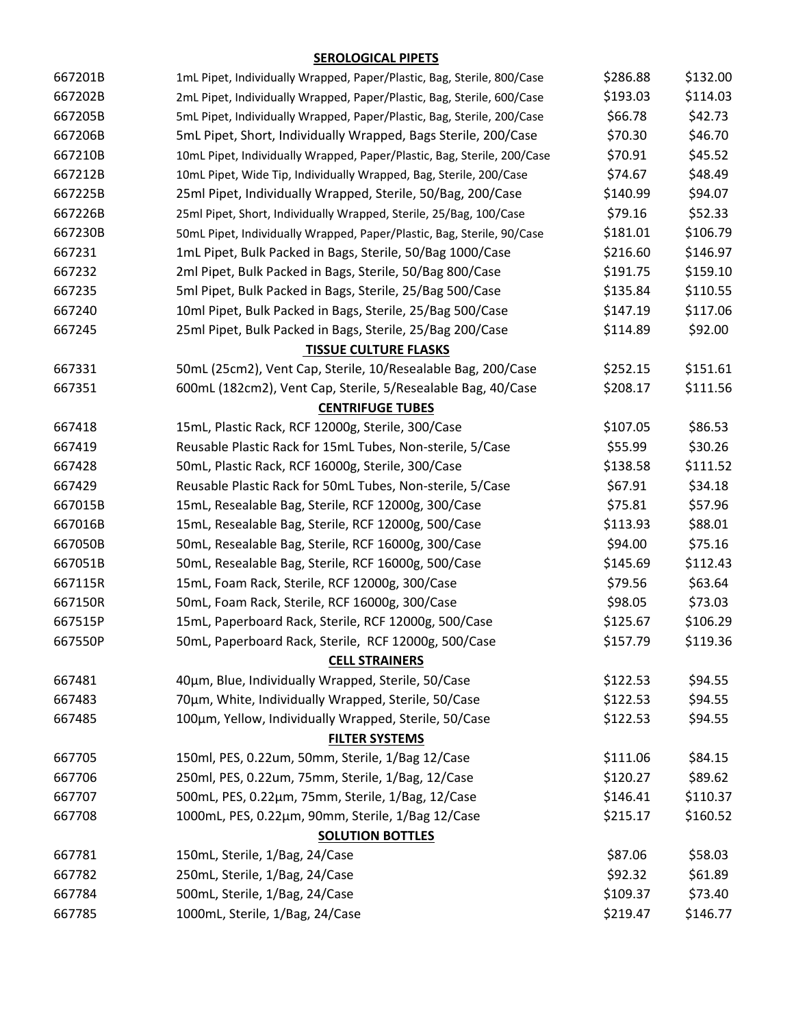| | **SEROLOGICAL PIPETS** | | |
|---|---|---|---|
| 667201B | 1mL Pipet, Individually Wrapped, Paper/Plastic, Bag, Sterile, 800/Case | $286.88 | $132.00 |
| 667202B | 2mL Pipet, Individually Wrapped, Paper/Plastic, Bag, Sterile, 600/Case | $193.03 | $114.03 |
| 667205B | 5mL Pipet, Individually Wrapped, Paper/Plastic, Bag, Sterile, 200/Case | $66.78 | $42.73 |
| 667206B | 5mL Pipet, Short, Individually Wrapped, Bags Sterile, 200/Case | $70.30 | $46.70 |
| 667210B | 10mL Pipet, Individually Wrapped, Paper/Plastic, Bag, Sterile, 200/Case | $70.91 | $45.52 |
| 667212B | 10mL Pipet, Wide Tip, Individually Wrapped, Bag, Sterile, 200/Case | $74.67 | $48.49 |
| 667225B | 25ml Pipet, Individually Wrapped, Sterile, 50/Bag, 200/Case | $140.99 | $94.07 |
| 667226B | 25ml Pipet, Short, Individually Wrapped, Sterile, 25/Bag, 100/Case | $79.16 | $52.33 |
| 667230B | 50mL Pipet, Individually Wrapped, Paper/Plastic, Bag, Sterile, 90/Case | $181.01 | $106.79 |
| 667231 | 1mL Pipet, Bulk Packed in Bags, Sterile, 50/Bag 1000/Case | $216.60 | $146.97 |
| 667232 | 2ml Pipet, Bulk Packed in Bags, Sterile, 50/Bag 800/Case | $191.75 | $159.10 |
| 667235 | 5ml Pipet, Bulk Packed in Bags, Sterile, 25/Bag 500/Case | $135.84 | $110.55 |
| 667240 | 10ml Pipet, Bulk Packed in Bags, Sterile, 25/Bag 500/Case | $147.19 | $117.06 |
| 667245 | 25ml Pipet, Bulk Packed in Bags, Sterile, 25/Bag 200/Case | $114.89 | $92.00 |
| | **TISSUE CULTURE FLASKS** | | |
| 667331 | 50mL (25cm2), Vent Cap, Sterile, 10/Resealable Bag, 200/Case | $252.15 | $151.61 |
| 667351 | 600mL (182cm2), Vent Cap, Sterile, 5/Resealable Bag, 40/Case | $208.17 | $111.56 |
| | **CENTRIFUGE TUBES** | | |
| 667418 | 15mL, Plastic Rack, RCF 12000g, Sterile, 300/Case | $107.05 | $86.53 |
| 667419 | Reusable Plastic Rack for 15mL Tubes, Non-sterile, 5/Case | $55.99 | $30.26 |
| 667428 | 50mL, Plastic Rack, RCF 16000g, Sterile, 300/Case | $138.58 | $111.52 |
| 667429 | Reusable Plastic Rack for 50mL Tubes, Non-sterile, 5/Case | $67.91 | $34.18 |
| 667015B | 15mL, Resealable Bag, Sterile, RCF 12000g, 300/Case | $75.81 | $57.96 |
| 667016B | 15mL, Resealable Bag, Sterile, RCF 12000g, 500/Case | $113.93 | $88.01 |
| 667050B | 50mL, Resealable Bag, Sterile, RCF 16000g, 300/Case | $94.00 | $75.16 |
| 667051B | 50mL, Resealable Bag, Sterile, RCF 16000g, 500/Case | $145.69 | $112.43 |
| 667115R | 15mL, Foam Rack, Sterile, RCF 12000g, 300/Case | $79.56 | $63.64 |
| 667150R | 50mL, Foam Rack, Sterile, RCF 16000g, 300/Case | $98.05 | $73.03 |
| 667515P | 15mL, Paperboard Rack, Sterile, RCF 12000g, 500/Case | $125.67 | $106.29 |
| 667550P | 50mL, Paperboard Rack, Sterile, RCF 12000g, 500/Case | $157.79 | $119.36 |
| | **CELL STRAINERS** | | |
| 667481 | 40µm, Blue, Individually Wrapped, Sterile, 50/Case | $122.53 | $94.55 |
| 667483 | 70µm, White, Individually Wrapped, Sterile, 50/Case | $122.53 | $94.55 |
| 667485 | 100µm, Yellow, Individually Wrapped, Sterile, 50/Case | $122.53 | $94.55 |
| | **FILTER SYSTEMS** | | |
| 667705 | 150ml, PES, 0.22um, 50mm, Sterile, 1/Bag 12/Case | $111.06 | $84.15 |
| 667706 | 250ml, PES, 0.22um, 75mm, Sterile, 1/Bag, 12/Case | $120.27 | $89.62 |
| 667707 | 500mL, PES, 0.22µm, 75mm, Sterile, 1/Bag, 12/Case | $146.41 | $110.37 |
| 667708 | 1000mL, PES, 0.22µm, 90mm, Sterile, 1/Bag 12/Case | $215.17 | $160.52 |
| | **SOLUTION BOTTLES** | | |
| 667781 | 150mL, Sterile, 1/Bag, 24/Case | $87.06 | $58.03 |
| 667782 | 250mL, Sterile, 1/Bag, 24/Case | $92.32 | $61.89 |
| 667784 | 500mL, Sterile, 1/Bag, 24/Case | $109.37 | $73.40 |
| 667785 | 1000mL, Sterile, 1/Bag, 24/Case | $219.47 | $146.77 |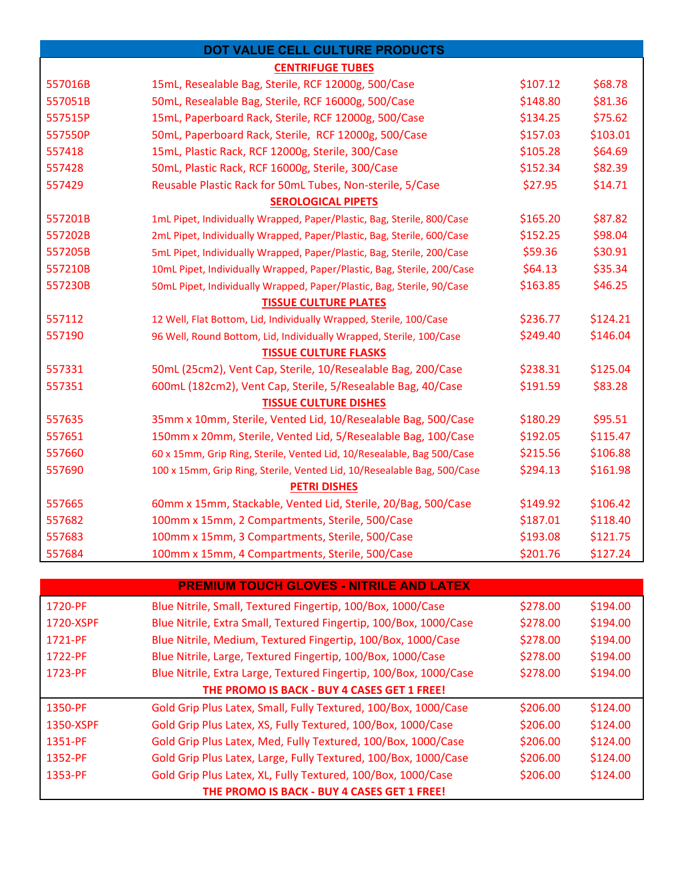| DOT VALUE CELL CULTURE PRODUCTS | | | |
|---|---|---|---|
| | **CENTRIFUGE TUBES** | | |
| 557016B | 15mL, Resealable Bag, Sterile, RCF 12000g, 500/Case | $107.12 | $68.78 |
| 557051B | 50mL, Resealable Bag, Sterile, RCF 16000g, 500/Case | $148.80 | $81.36 |
| 557515P | 15mL, Paperboard Rack, Sterile, RCF 12000g, 500/Case | $134.25 | $75.62 |
| 557550P | 50mL, Paperboard Rack, Sterile, RCF 12000g, 500/Case | $157.03 | $103.01 |
| 557418 | 15mL, Plastic Rack, RCF 12000g, Sterile, 300/Case | $105.28 | $64.69 |
| 557428 | 50mL, Plastic Rack, RCF 16000g, Sterile, 300/Case | $152.34 | $82.39 |
| 557429 | Reusable Plastic Rack for 50mL Tubes, Non-sterile, 5/Case | $27.95 | $14.71 |
| | **SEROLOGICAL PIPETS** | | |
| 557201B | 1mL Pipet, Individually Wrapped, Paper/Plastic, Bag, Sterile, 800/Case | $165.20 | $87.82 |
| 557202B | 2mL Pipet, Individually Wrapped, Paper/Plastic, Bag, Sterile, 600/Case | $152.25 | $98.04 |
| 557205B | 5mL Pipet, Individually Wrapped, Paper/Plastic, Bag, Sterile, 200/Case | $59.36 | $30.91 |
| 557210B | 10mL Pipet, Individually Wrapped, Paper/Plastic, Bag, Sterile, 200/Case | $64.13 | $35.34 |
| 557230B | 50mL Pipet, Individually Wrapped, Paper/Plastic, Bag, Sterile, 90/Case | $163.85 | $46.25 |
| | **TISSUE CULTURE PLATES** | | |
| 557112 | 12 Well, Flat Bottom, Lid, Individually Wrapped, Sterile, 100/Case | $236.77 | $124.21 |
| 557190 | 96 Well, Round Bottom, Lid, Individually Wrapped, Sterile, 100/Case | $249.40 | $146.04 |
| | **TISSUE CULTURE FLASKS** | | |
| 557331 | 50mL (25cm2), Vent Cap, Sterile, 10/Resealable Bag, 200/Case | $238.31 | $125.04 |
| 557351 | 600mL (182cm2), Vent Cap, Sterile, 5/Resealable Bag, 40/Case | $191.59 | $83.28 |
| | **TISSUE CULTURE DISHES** | | |
| 557635 | 35mm x 10mm, Sterile, Vented Lid, 10/Resealable Bag, 500/Case | $180.29 | $95.51 |
| 557651 | 150mm x 20mm, Sterile, Vented Lid, 5/Resealable Bag, 100/Case | $192.05 | $115.47 |
| 557660 | 60 x 15mm, Grip Ring, Sterile, Vented Lid, 10/Resealable, Bag 500/Case | $215.56 | $106.88 |
| 557690 | 100 x 15mm, Grip Ring, Sterile, Vented Lid, 10/Resealable Bag, 500/Case | $294.13 | $161.98 |
| | **PETRI DISHES** | | |
| 557665 | 60mm x 15mm, Stackable, Vented Lid, Sterile, 20/Bag, 500/Case | $149.92 | $106.42 |
| 557682 | 100mm x 15mm, 2 Compartments, Sterile, 500/Case | $187.01 | $118.40 |
| 557683 | 100mm x 15mm, 3 Compartments, Sterile, 500/Case | $193.08 | $121.75 |
| 557684 | 100mm x 15mm, 4 Compartments, Sterile, 500/Case | $201.76 | $127.24 |

| PREMIUM TOUCH GLOVES - NITRILE AND LATEX | | | |
|---|---|---|---|
| 1720-PF | Blue Nitrile, Small, Textured Fingertip, 100/Box, 1000/Case | $278.00 | $194.00 |
| 1720-XSPF | Blue Nitrile, Extra Small, Textured Fingertip, 100/Box, 1000/Case | $278.00 | $194.00 |
| 1721-PF | Blue Nitrile, Medium, Textured Fingertip, 100/Box, 1000/Case | $278.00 | $194.00 |
| 1722-PF | Blue Nitrile, Large, Textured Fingertip, 100/Box, 1000/Case | $278.00 | $194.00 |
| 1723-PF | Blue Nitrile, Extra Large, Textured Fingertip, 100/Box, 1000/Case | $278.00 | $194.00 |
| | **THE PROMO IS BACK - BUY 4 CASES GET 1 FREE!** | | |
| 1350-PF | Gold Grip Plus Latex, Small, Fully Textured, 100/Box, 1000/Case | $206.00 | $124.00 |
| 1350-XSPF | Gold Grip Plus Latex, XS, Fully Textured, 100/Box, 1000/Case | $206.00 | $124.00 |
| 1351-PF | Gold Grip Plus Latex, Med, Fully Textured, 100/Box, 1000/Case | $206.00 | $124.00 |
| 1352-PF | Gold Grip Plus Latex, Large, Fully Textured, 100/Box, 1000/Case | $206.00 | $124.00 |
| 1353-PF | Gold Grip Plus Latex, XL, Fully Textured, 100/Box, 1000/Case | $206.00 | $124.00 |
| | **THE PROMO IS BACK - BUY 4 CASES GET 1 FREE!** | | |